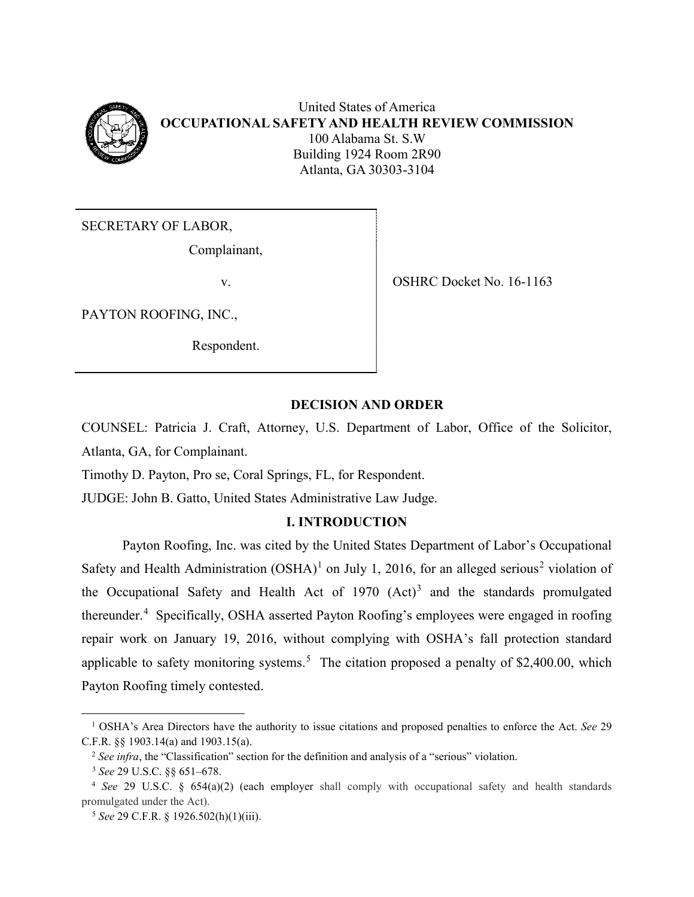United States of America
**OCCUPATIONAL SAFETY AND HEALTH REVIEW COMMISSION**
100 Alabama St. S.W
Building 1924 Room 2R90
Atlanta, GA 30303-3104

| | |
|---|---|
| SECRETARY OF LABOR,<br>Complainant,<br>v.<br>PAYTON ROOFING, INC.,<br>Respondent. | OSHRC Docket No. 16-1163 |

## DECISION AND ORDER

COUNSEL: Patricia J. Craft, Attorney, U.S. Department of Labor, Office of the Solicitor, Atlanta, GA, for Complainant.

Timothy D. Payton, Pro se, Coral Springs, FL, for Respondent.

JUDGE: John B. Gatto, United States Administrative Law Judge.

## I. INTRODUCTION

Payton Roofing, Inc. was cited by the United States Department of Labor's Occupational Safety and Health Administration (OSHA)[1] on July 1, 2016, for an alleged serious[2] violation of the Occupational Safety and Health Act of 1970 (Act)[3] and the standards promulgated thereunder.[4] Specifically, OSHA asserted Payton Roofing's employees were engaged in roofing repair work on January 19, 2016, without complying with OSHA's fall protection standard applicable to safety monitoring systems.[5] The citation proposed a penalty of $2,400.00, which Payton Roofing timely contested.

---

[1] OSHA's Area Directors have the authority to issue citations and proposed penalties to enforce the Act. *See* 29 C.F.R. §§ 1903.14(a) and 1903.15(a).

[2] *See infra*, the "Classification" section for the definition and analysis of a "serious" violation.

[3] *See* 29 U.S.C. §§ 651–678.

[4] *See* 29 U.S.C. § 654(a)(2) (each employer shall comply with occupational safety and health standards promulgated under the Act).

[5] *See* 29 C.F.R. § 1926.502(h)(1)(iii).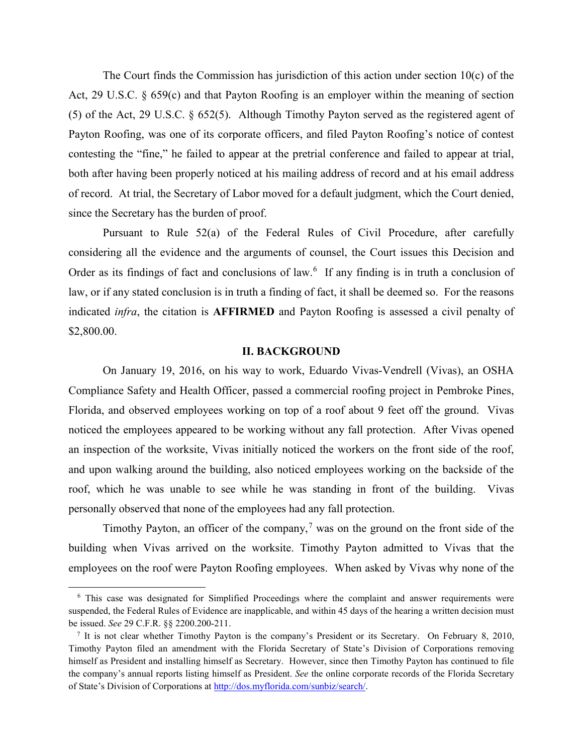The Court finds the Commission has jurisdiction of this action under section 10(c) of the Act, 29 U.S.C. § 659(c) and that Payton Roofing is an employer within the meaning of section (5) of the Act, 29 U.S.C. § 652(5). Although Timothy Payton served as the registered agent of Payton Roofing, was one of its corporate officers, and filed Payton Roofing's notice of contest contesting the "fine," he failed to appear at the pretrial conference and failed to appear at trial, both after having been properly noticed at his mailing address of record and at his email address of record. At trial, the Secretary of Labor moved for a default judgment, which the Court denied, since the Secretary has the burden of proof.

Pursuant to Rule 52(a) of the Federal Rules of Civil Procedure, after carefully considering all the evidence and the arguments of counsel, the Court issues this Decision and Order as its findings of fact and conclusions of law.[6] If any finding is in truth a conclusion of law, or if any stated conclusion is in truth a finding of fact, it shall be deemed so. For the reasons indicated *infra*, the citation is **AFFIRMED** and Payton Roofing is assessed a civil penalty of $2,800.00.

## II. BACKGROUND

On January 19, 2016, on his way to work, Eduardo Vivas-Vendrell (Vivas), an OSHA Compliance Safety and Health Officer, passed a commercial roofing project in Pembroke Pines, Florida, and observed employees working on top of a roof about 9 feet off the ground. Vivas noticed the employees appeared to be working without any fall protection. After Vivas opened an inspection of the worksite, Vivas initially noticed the workers on the front side of the roof, and upon walking around the building, also noticed employees working on the backside of the roof, which he was unable to see while he was standing in front of the building. Vivas personally observed that none of the employees had any fall protection.

Timothy Payton, an officer of the company,[7] was on the ground on the front side of the building when Vivas arrived on the worksite. Timothy Payton admitted to Vivas that the employees on the roof were Payton Roofing employees. When asked by Vivas why none of the

---

[6] This case was designated for Simplified Proceedings where the complaint and answer requirements were suspended, the Federal Rules of Evidence are inapplicable, and within 45 days of the hearing a written decision must be issued. *See* 29 C.F.R. §§ 2200.200-211.

[7] It is not clear whether Timothy Payton is the company's President or its Secretary. On February 8, 2010, Timothy Payton filed an amendment with the Florida Secretary of State's Division of Corporations removing himself as President and installing himself as Secretary. However, since then Timothy Payton has continued to file the company's annual reports listing himself as President. *See* the online corporate records of the Florida Secretary of State's Division of Corporations at http://dos.myflorida.com/sunbiz/search/.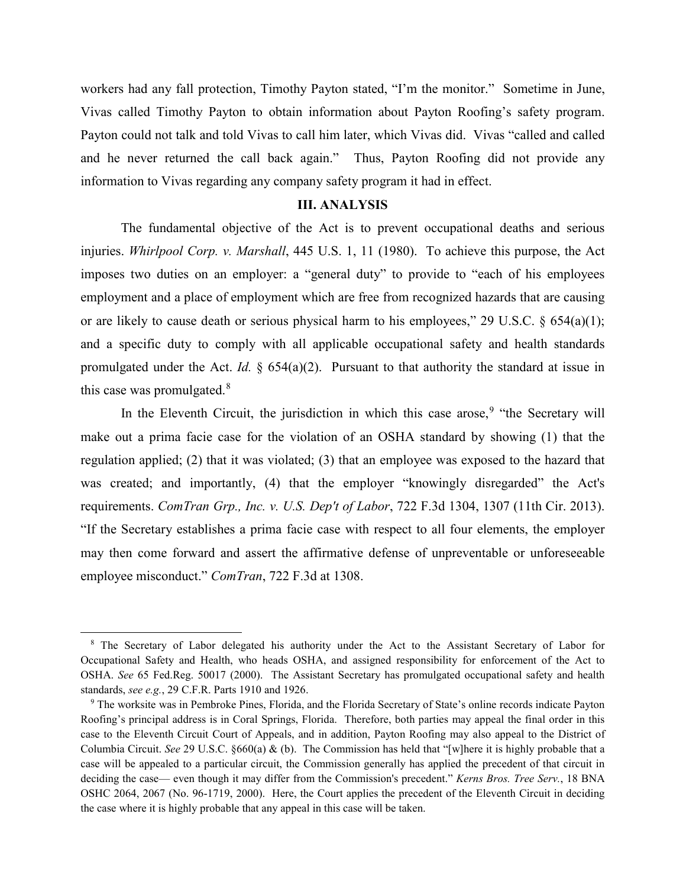workers had any fall protection, Timothy Payton stated, "I'm the monitor." Sometime in June, Vivas called Timothy Payton to obtain information about Payton Roofing's safety program. Payton could not talk and told Vivas to call him later, which Vivas did. Vivas "called and called and he never returned the call back again." Thus, Payton Roofing did not provide any information to Vivas regarding any company safety program it had in effect.

## III. ANALYSIS

The fundamental objective of the Act is to prevent occupational deaths and serious injuries. *Whirlpool Corp. v. Marshall*, 445 U.S. 1, 11 (1980). To achieve this purpose, the Act imposes two duties on an employer: a "general duty" to provide to "each of his employees employment and a place of employment which are free from recognized hazards that are causing or are likely to cause death or serious physical harm to his employees," 29 U.S.C. § 654(a)(1); and a specific duty to comply with all applicable occupational safety and health standards promulgated under the Act. *Id.* § 654(a)(2). Pursuant to that authority the standard at issue in this case was promulgated.[8]

In the Eleventh Circuit, the jurisdiction in which this case arose,[9] "the Secretary will make out a prima facie case for the violation of an OSHA standard by showing (1) that the regulation applied; (2) that it was violated; (3) that an employee was exposed to the hazard that was created; and importantly, (4) that the employer "knowingly disregarded" the Act's requirements. *ComTran Grp., Inc. v. U.S. Dep't of Labor*, 722 F.3d 1304, 1307 (11th Cir. 2013). "If the Secretary establishes a prima facie case with respect to all four elements, the employer may then come forward and assert the affirmative defense of unpreventable or unforeseeable employee misconduct." *ComTran*, 722 F.3d at 1308.

---

[8] The Secretary of Labor delegated his authority under the Act to the Assistant Secretary of Labor for Occupational Safety and Health, who heads OSHA, and assigned responsibility for enforcement of the Act to OSHA. *See* 65 Fed.Reg. 50017 (2000). The Assistant Secretary has promulgated occupational safety and health standards, *see e.g.*, 29 C.F.R. Parts 1910 and 1926.

[9] The worksite was in Pembroke Pines, Florida, and the Florida Secretary of State's online records indicate Payton Roofing's principal address is in Coral Springs, Florida. Therefore, both parties may appeal the final order in this case to the Eleventh Circuit Court of Appeals, and in addition, Payton Roofing may also appeal to the District of Columbia Circuit. *See* 29 U.S.C. §660(a) & (b). The Commission has held that "[w]here it is highly probable that a case will be appealed to a particular circuit, the Commission generally has applied the precedent of that circuit in deciding the case— even though it may differ from the Commission's precedent." *Kerns Bros. Tree Serv.*, 18 BNA OSHC 2064, 2067 (No. 96-1719, 2000). Here, the Court applies the precedent of the Eleventh Circuit in deciding the case where it is highly probable that any appeal in this case will be taken.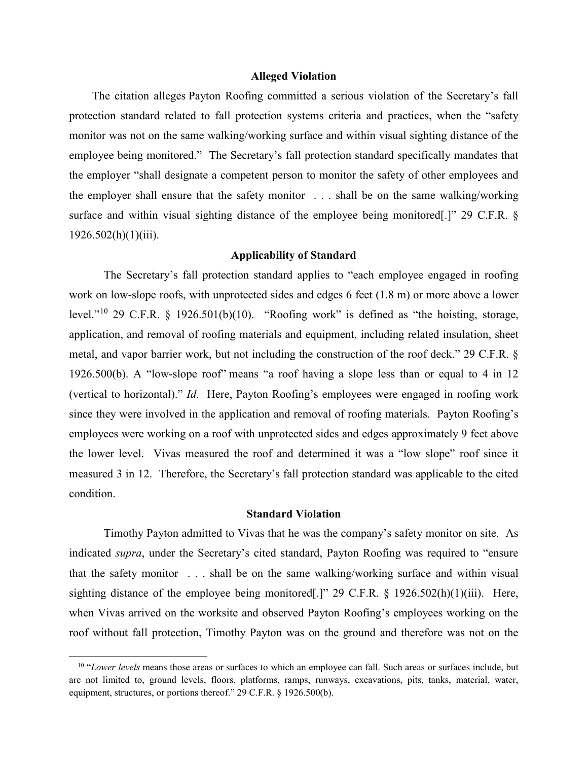### Alleged Violation

The citation alleges Payton Roofing committed a serious violation of the Secretary's fall protection standard related to fall protection systems criteria and practices, when the "safety monitor was not on the same walking/working surface and within visual sighting distance of the employee being monitored." The Secretary's fall protection standard specifically mandates that the employer "shall designate a competent person to monitor the safety of other employees and the employer shall ensure that the safety monitor . . . shall be on the same walking/working surface and within visual sighting distance of the employee being monitored[.]" 29 C.F.R. § 1926.502(h)(1)(iii).

### Applicability of Standard

The Secretary's fall protection standard applies to "each employee engaged in roofing work on low-slope roofs, with unprotected sides and edges 6 feet (1.8 m) or more above a lower level."[10] 29 C.F.R. § 1926.501(b)(10). "Roofing work" is defined as "the hoisting, storage, application, and removal of roofing materials and equipment, including related insulation, sheet metal, and vapor barrier work, but not including the construction of the roof deck." 29 C.F.R. § 1926.500(b). A "low-slope roof" means "a roof having a slope less than or equal to 4 in 12 (vertical to horizontal)." *Id.* Here, Payton Roofing's employees were engaged in roofing work since they were involved in the application and removal of roofing materials. Payton Roofing's employees were working on a roof with unprotected sides and edges approximately 9 feet above the lower level. Vivas measured the roof and determined it was a "low slope" roof since it measured 3 in 12. Therefore, the Secretary's fall protection standard was applicable to the cited condition.

### Standard Violation

Timothy Payton admitted to Vivas that he was the company's safety monitor on site. As indicated *supra*, under the Secretary's cited standard, Payton Roofing was required to "ensure that the safety monitor . . . shall be on the same walking/working surface and within visual sighting distance of the employee being monitored[.]" 29 C.F.R. § 1926.502(h)(1)(iii). Here, when Vivas arrived on the worksite and observed Payton Roofing's employees working on the roof without fall protection, Timothy Payton was on the ground and therefore was not on the

[10] "*Lower levels* means those areas or surfaces to which an employee can fall. Such areas or surfaces include, but are not limited to, ground levels, floors, platforms, ramps, runways, excavations, pits, tanks, material, water, equipment, structures, or portions thereof." 29 C.F.R. § 1926.500(b).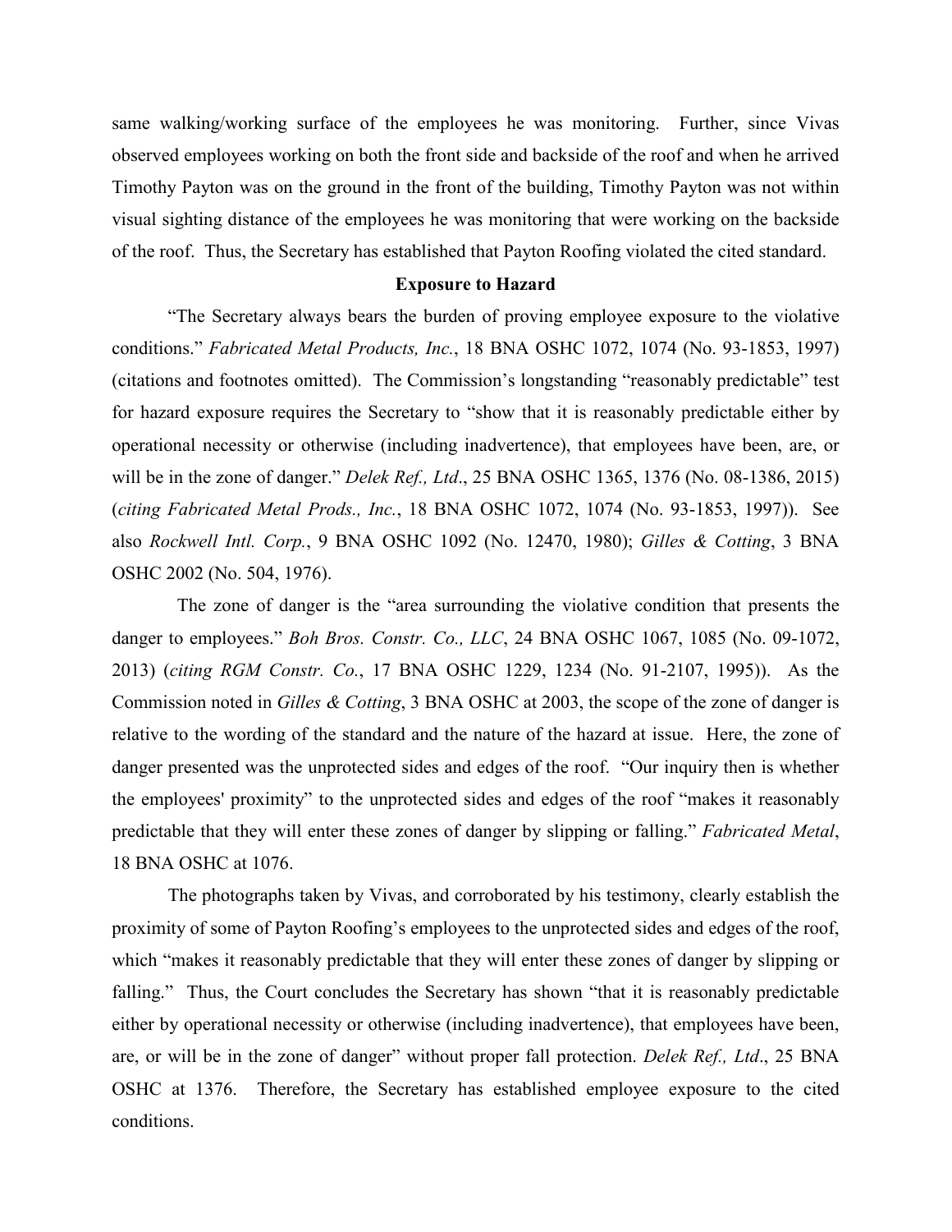same walking/working surface of the employees he was monitoring. Further, since Vivas observed employees working on both the front side and backside of the roof and when he arrived Timothy Payton was on the ground in the front of the building, Timothy Payton was not within visual sighting distance of the employees he was monitoring that were working on the backside of the roof. Thus, the Secretary has established that Payton Roofing violated the cited standard.

**Exposure to Hazard**

"The Secretary always bears the burden of proving employee exposure to the violative conditions." *Fabricated Metal Products, Inc.*, 18 BNA OSHC 1072, 1074 (No. 93-1853, 1997) (citations and footnotes omitted). The Commission's longstanding "reasonably predictable" test for hazard exposure requires the Secretary to "show that it is reasonably predictable either by operational necessity or otherwise (including inadvertence), that employees have been, are, or will be in the zone of danger." *Delek Ref., Ltd*., 25 BNA OSHC 1365, 1376 (No. 08-1386, 2015) (*citing Fabricated Metal Prods., Inc.*, 18 BNA OSHC 1072, 1074 (No. 93-1853, 1997)). See also *Rockwell Intl. Corp.*, 9 BNA OSHC 1092 (No. 12470, 1980); *Gilles & Cotting*, 3 BNA OSHC 2002 (No. 504, 1976).

The zone of danger is the "area surrounding the violative condition that presents the danger to employees." *Boh Bros. Constr. Co., LLC*, 24 BNA OSHC 1067, 1085 (No. 09-1072, 2013) (*citing RGM Constr. Co.*, 17 BNA OSHC 1229, 1234 (No. 91-2107, 1995)). As the Commission noted in *Gilles & Cotting*, 3 BNA OSHC at 2003, the scope of the zone of danger is relative to the wording of the standard and the nature of the hazard at issue. Here, the zone of danger presented was the unprotected sides and edges of the roof. "Our inquiry then is whether the employees' proximity" to the unprotected sides and edges of the roof "makes it reasonably predictable that they will enter these zones of danger by slipping or falling." *Fabricated Metal*, 18 BNA OSHC at 1076.

The photographs taken by Vivas, and corroborated by his testimony, clearly establish the proximity of some of Payton Roofing's employees to the unprotected sides and edges of the roof, which "makes it reasonably predictable that they will enter these zones of danger by slipping or falling." Thus, the Court concludes the Secretary has shown "that it is reasonably predictable either by operational necessity or otherwise (including inadvertence), that employees have been, are, or will be in the zone of danger" without proper fall protection. *Delek Ref., Ltd*., 25 BNA OSHC at 1376. Therefore, the Secretary has established employee exposure to the cited conditions.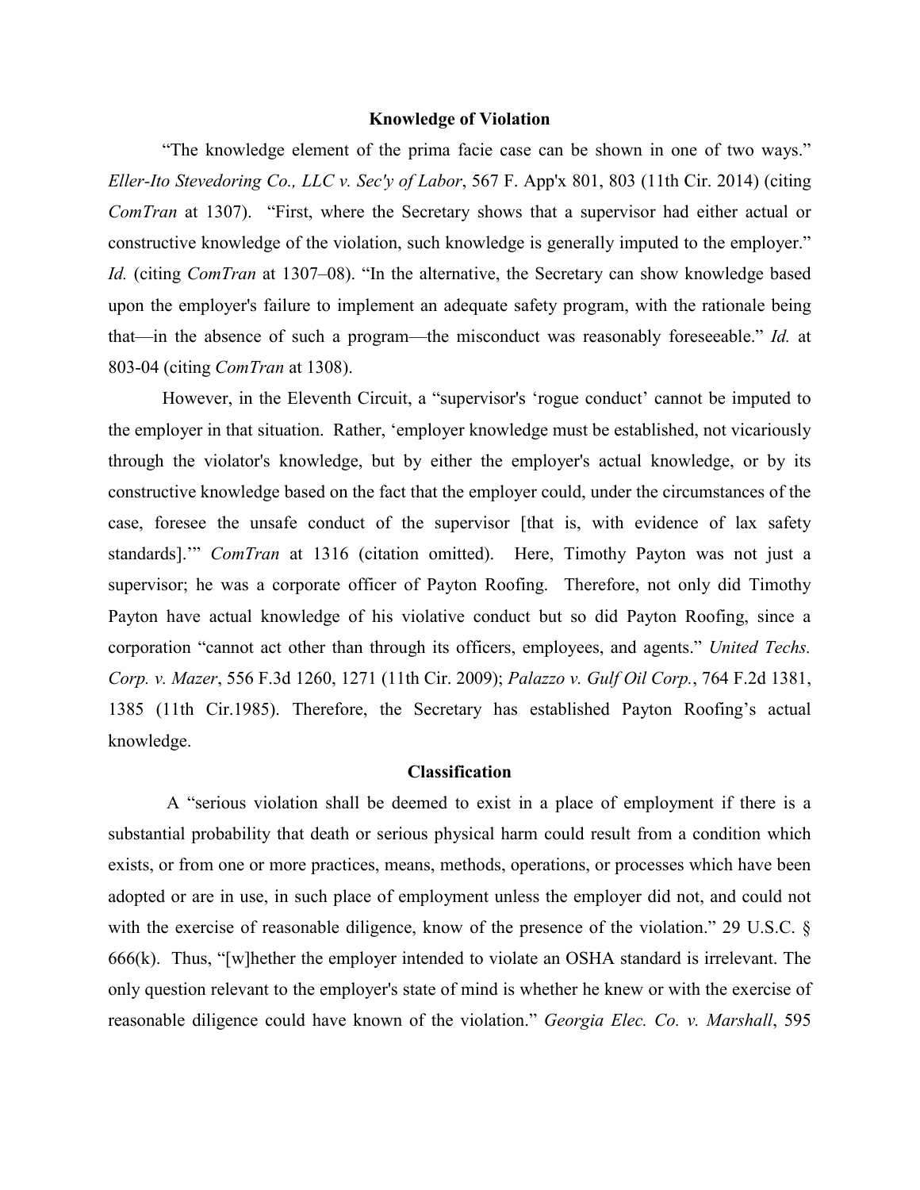### Knowledge of Violation

"The knowledge element of the prima facie case can be shown in one of two ways." *Eller-Ito Stevedoring Co., LLC v. Sec'y of Labor*, 567 F. App'x 801, 803 (11th Cir. 2014) (citing *ComTran* at 1307). "First, where the Secretary shows that a supervisor had either actual or constructive knowledge of the violation, such knowledge is generally imputed to the employer." *Id.* (citing *ComTran* at 1307–08). "In the alternative, the Secretary can show knowledge based upon the employer's failure to implement an adequate safety program, with the rationale being that—in the absence of such a program—the misconduct was reasonably foreseeable." *Id.* at 803-04 (citing *ComTran* at 1308).

However, in the Eleventh Circuit, a "supervisor's 'rogue conduct' cannot be imputed to the employer in that situation. Rather, 'employer knowledge must be established, not vicariously through the violator's knowledge, but by either the employer's actual knowledge, or by its constructive knowledge based on the fact that the employer could, under the circumstances of the case, foresee the unsafe conduct of the supervisor [that is, with evidence of lax safety standards].'" *ComTran* at 1316 (citation omitted). Here, Timothy Payton was not just a supervisor; he was a corporate officer of Payton Roofing. Therefore, not only did Timothy Payton have actual knowledge of his violative conduct but so did Payton Roofing, since a corporation "cannot act other than through its officers, employees, and agents." *United Techs. Corp. v. Mazer*, 556 F.3d 1260, 1271 (11th Cir. 2009); *Palazzo v. Gulf Oil Corp.*, 764 F.2d 1381, 1385 (11th Cir.1985). Therefore, the Secretary has established Payton Roofing's actual knowledge.

### Classification

A "serious violation shall be deemed to exist in a place of employment if there is a substantial probability that death or serious physical harm could result from a condition which exists, or from one or more practices, means, methods, operations, or processes which have been adopted or are in use, in such place of employment unless the employer did not, and could not with the exercise of reasonable diligence, know of the presence of the violation." 29 U.S.C. § 666(k). Thus, "[w]hether the employer intended to violate an OSHA standard is irrelevant. The only question relevant to the employer's state of mind is whether he knew or with the exercise of reasonable diligence could have known of the violation." *Georgia Elec. Co. v. Marshall*, 595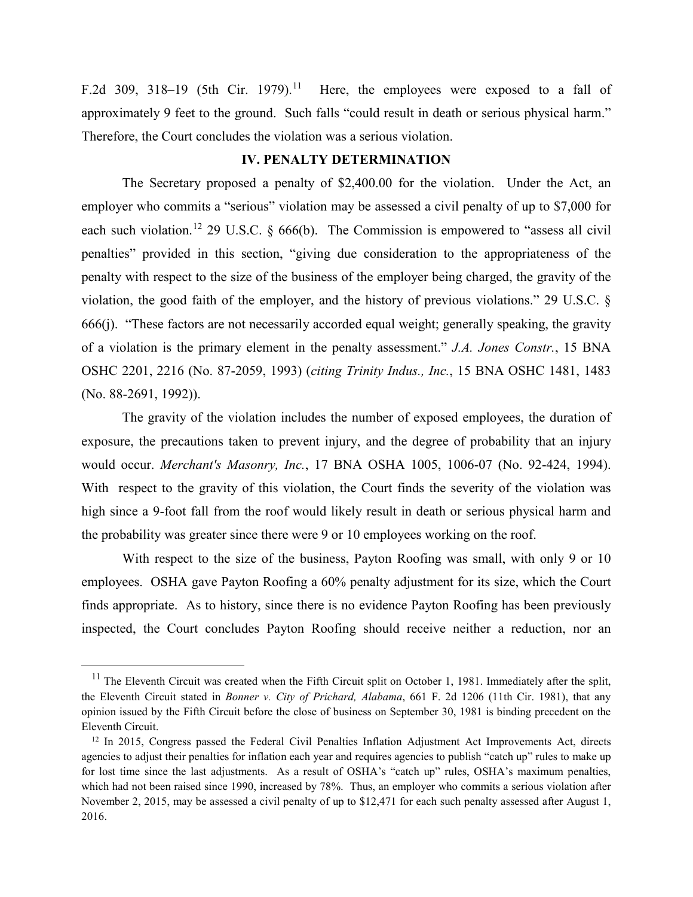F.2d 309, 318–19 (5th Cir. 1979).[11] Here, the employees were exposed to a fall of approximately 9 feet to the ground. Such falls "could result in death or serious physical harm." Therefore, the Court concludes the violation was a serious violation.

## IV. PENALTY DETERMINATION

The Secretary proposed a penalty of $2,400.00 for the violation. Under the Act, an employer who commits a "serious" violation may be assessed a civil penalty of up to $7,000 for each such violation.[12] 29 U.S.C. § 666(b). The Commission is empowered to "assess all civil penalties" provided in this section, "giving due consideration to the appropriateness of the penalty with respect to the size of the business of the employer being charged, the gravity of the violation, the good faith of the employer, and the history of previous violations." 29 U.S.C. § 666(j). "These factors are not necessarily accorded equal weight; generally speaking, the gravity of a violation is the primary element in the penalty assessment." *J.A. Jones Constr.*, 15 BNA OSHC 2201, 2216 (No. 87-2059, 1993) (*citing Trinity Indus., Inc.*, 15 BNA OSHC 1481, 1483 (No. 88-2691, 1992)).

The gravity of the violation includes the number of exposed employees, the duration of exposure, the precautions taken to prevent injury, and the degree of probability that an injury would occur. *Merchant's Masonry, Inc.*, 17 BNA OSHA 1005, 1006-07 (No. 92-424, 1994). With respect to the gravity of this violation, the Court finds the severity of the violation was high since a 9-foot fall from the roof would likely result in death or serious physical harm and the probability was greater since there were 9 or 10 employees working on the roof.

With respect to the size of the business, Payton Roofing was small, with only 9 or 10 employees. OSHA gave Payton Roofing a 60% penalty adjustment for its size, which the Court finds appropriate. As to history, since there is no evidence Payton Roofing has been previously inspected, the Court concludes Payton Roofing should receive neither a reduction, nor an

---

[11] The Eleventh Circuit was created when the Fifth Circuit split on October 1, 1981. Immediately after the split, the Eleventh Circuit stated in *Bonner v. City of Prichard, Alabama*, 661 F. 2d 1206 (11th Cir. 1981), that any opinion issued by the Fifth Circuit before the close of business on September 30, 1981 is binding precedent on the Eleventh Circuit.

[12] In 2015, Congress passed the Federal Civil Penalties Inflation Adjustment Act Improvements Act, directs agencies to adjust their penalties for inflation each year and requires agencies to publish "catch up" rules to make up for lost time since the last adjustments. As a result of OSHA's "catch up" rules, OSHA's maximum penalties, which had not been raised since 1990, increased by 78%. Thus, an employer who commits a serious violation after November 2, 2015, may be assessed a civil penalty of up to $12,471 for each such penalty assessed after August 1, 2016.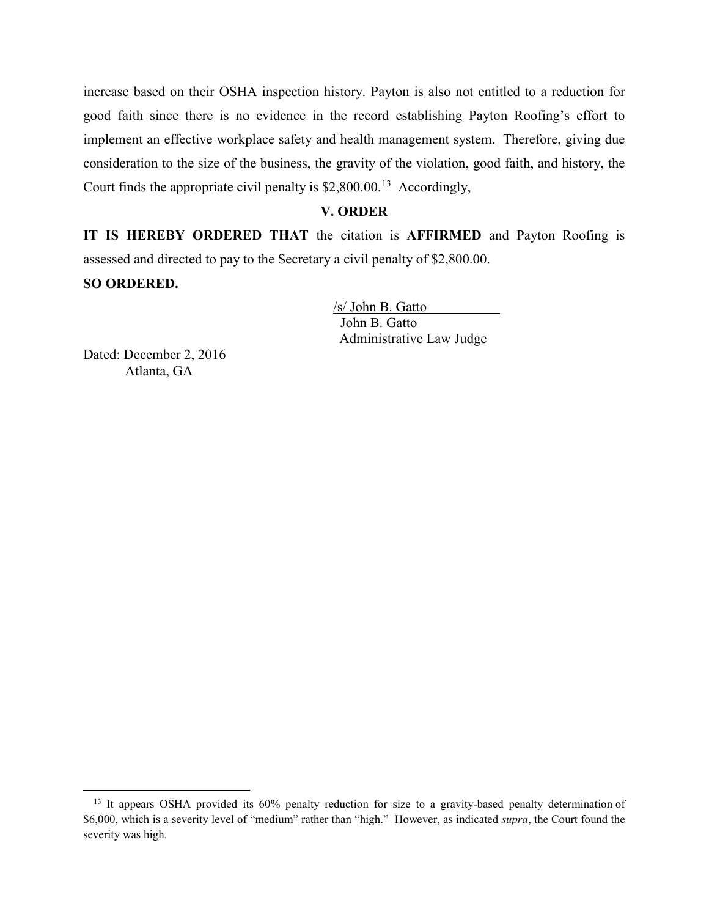increase based on their OSHA inspection history. Payton is also not entitled to a reduction for good faith since there is no evidence in the record establishing Payton Roofing's effort to implement an effective workplace safety and health management system. Therefore, giving due consideration to the size of the business, the gravity of the violation, good faith, and history, the Court finds the appropriate civil penalty is $2,800.00.[13] Accordingly,

## V. ORDER

**IT IS HEREBY ORDERED THAT** the citation is **AFFIRMED** and Payton Roofing is assessed and directed to pay to the Secretary a civil penalty of $2,800.00.

**SO ORDERED.**

/s/ John B. Gatto
John B. Gatto
Administrative Law Judge

Dated: December 2, 2016
Atlanta, GA

---

[13] It appears OSHA provided its 60% penalty reduction for size to a gravity-based penalty determination of $6,000, which is a severity level of "medium" rather than "high." However, as indicated *supra*, the Court found the severity was high.